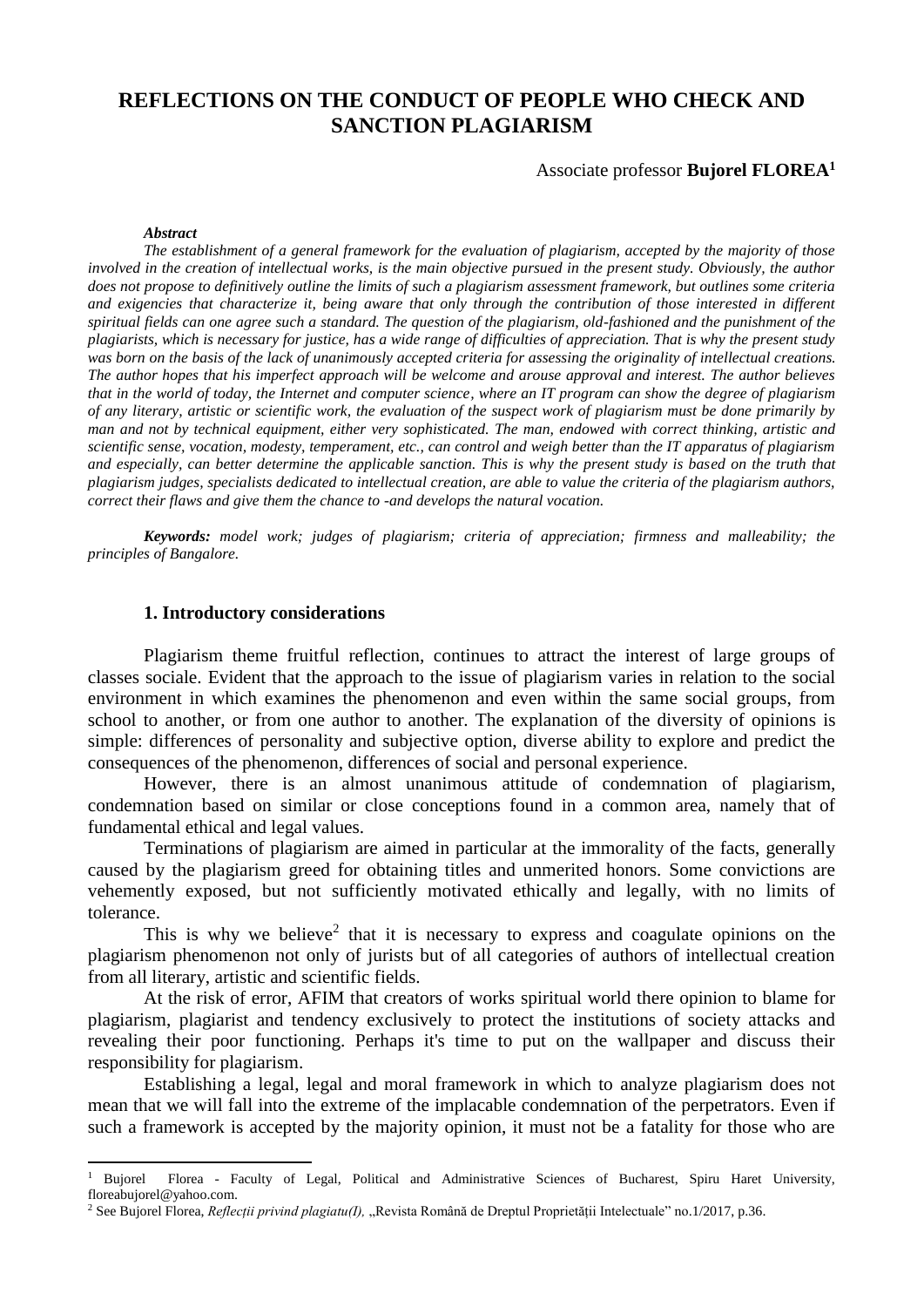# REFLECTIONS ON THE CONDUCT OF PEOPLE WHO CHECK AND SANCTION PLAGIARISM

Associate professor **Bujorel FLOREA**[1]

***Abstract***

*The establishment of a general framework for the evaluation of plagiarism, accepted by the majority of those involved in the creation of intellectual works, is the main objective pursued in the present study. Obviously, the author does not propose to definitively outline the limits of such a plagiarism assessment framework, but outlines some criteria and exigencies that characterize it, being aware that only through the contribution of those interested in different spiritual fields can one agree such a standard. The question of the plagiarism, old-fashioned and the punishment of the plagiarists, which is necessary for justice, has a wide range of difficulties of appreciation. That is why the present study was born on the basis of the lack of unanimously accepted criteria for assessing the originality of intellectual creations. The author hopes that his imperfect approach will be welcome and arouse approval and interest. The author believes that in the world of today, the Internet and computer science, where an IT program can show the degree of plagiarism of any literary, artistic or scientific work, the evaluation of the suspect work of plagiarism must be done primarily by man and not by technical equipment, either very sophisticated. The man, endowed with correct thinking, artistic and scientific sense, vocation, modesty, temperament, etc., can control and weigh better than the IT apparatus of plagiarism and especially, can better determine the applicable sanction. This is why the present study is based on the truth that plagiarism judges, specialists dedicated to intellectual creation, are able to value the criteria of the plagiarism authors, correct their flaws and give them the chance to -and develops the natural vocation.*

***Keywords:*** *model work; judges of plagiarism; criteria of appreciation; firmness and malleability; the principles of Bangalore.*

## 1. Introductory considerations

Plagiarism theme fruitful reflection, continues to attract the interest of large groups of classes sociale. Evident that the approach to the issue of plagiarism varies in relation to the social environment in which examines the phenomenon and even within the same social groups, from school to another, or from one author to another. The explanation of the diversity of opinions is simple: differences of personality and subjective option, diverse ability to explore and predict the consequences of the phenomenon, differences of social and personal experience.

However, there is an almost unanimous attitude of condemnation of plagiarism, condemnation based on similar or close conceptions found in a common area, namely that of fundamental ethical and legal values.

Terminations of plagiarism are aimed in particular at the immorality of the facts, generally caused by the plagiarism greed for obtaining titles and unmerited honors. Some convictions are vehemently exposed, but not sufficiently motivated ethically and legally, with no limits of tolerance.

This is why we believe[2] that it is necessary to express and coagulate opinions on the plagiarism phenomenon not only of jurists but of all categories of authors of intellectual creation from all literary, artistic and scientific fields.

At the risk of error, AFIM that creators of works spiritual world there opinion to blame for plagiarism, plagiarist and tendency exclusively to protect the institutions of society attacks and revealing their poor functioning. Perhaps it's time to put on the wallpaper and discuss their responsibility for plagiarism.

Establishing a legal, legal and moral framework in which to analyze plagiarism does not mean that we will fall into the extreme of the implacable condemnation of the perpetrators. Even if such a framework is accepted by the majority opinion, it must not be a fatality for those who are

---

[1] Bujorel Florea - Faculty of Legal, Political and Administrative Sciences of Bucharest, Spiru Haret University, floreabujorel@yahoo.com.

[2] See Bujorel Florea, *Reflecții privind plagiatu(I),* „Revista Română de Dreptul Proprietății Intelectuale" no.1/2017, p.36.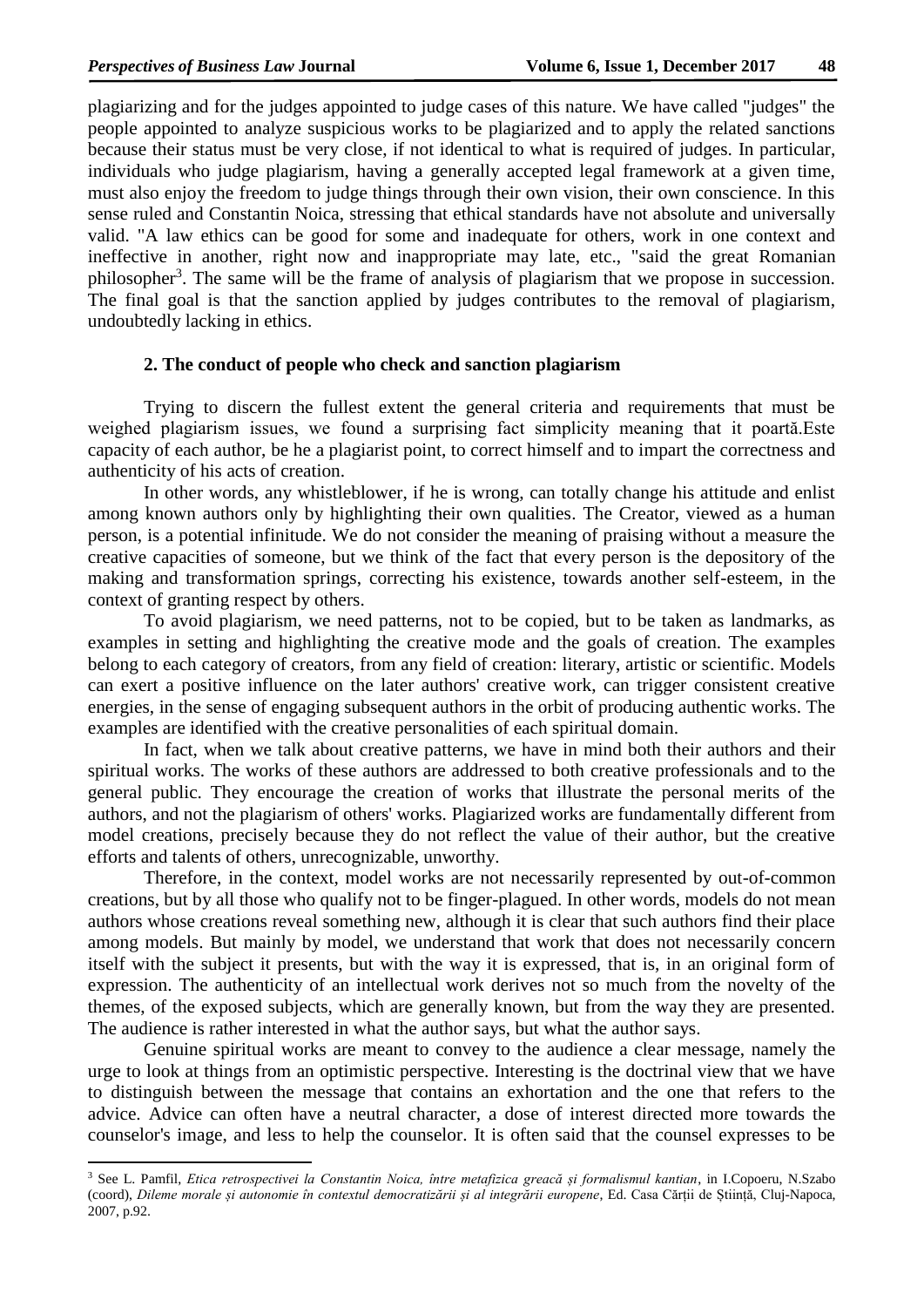plagiarizing and for the judges appointed to judge cases of this nature. We have called "judges" the people appointed to analyze suspicious works to be plagiarized and to apply the related sanctions because their status must be very close, if not identical to what is required of judges. In particular, individuals who judge plagiarism, having a generally accepted legal framework at a given time, must also enjoy the freedom to judge things through their own vision, their own conscience. In this sense ruled and Constantin Noica, stressing that ethical standards have not absolute and universally valid. "A law ethics can be good for some and inadequate for others, work in one context and ineffective in another, right now and inappropriate may late, etc., "said the great Romanian philosopher[3]. The same will be the frame of analysis of plagiarism that we propose in succession. The final goal is that the sanction applied by judges contributes to the removal of plagiarism, undoubtedly lacking in ethics.

## 2. The conduct of people who check and sanction plagiarism

Trying to discern the fullest extent the general criteria and requirements that must be weighed plagiarism issues, we found a surprising fact simplicity meaning that it poartă.Este capacity of each author, be he a plagiarist point, to correct himself and to impart the correctness and authenticity of his acts of creation.

In other words, any whistleblower, if he is wrong, can totally change his attitude and enlist among known authors only by highlighting their own qualities. The Creator, viewed as a human person, is a potential infinitude. We do not consider the meaning of praising without a measure the creative capacities of someone, but we think of the fact that every person is the depository of the making and transformation springs, correcting his existence, towards another self-esteem, in the context of granting respect by others.

To avoid plagiarism, we need patterns, not to be copied, but to be taken as landmarks, as examples in setting and highlighting the creative mode and the goals of creation. The examples belong to each category of creators, from any field of creation: literary, artistic or scientific. Models can exert a positive influence on the later authors' creative work, can trigger consistent creative energies, in the sense of engaging subsequent authors in the orbit of producing authentic works. The examples are identified with the creative personalities of each spiritual domain.

In fact, when we talk about creative patterns, we have in mind both their authors and their spiritual works. The works of these authors are addressed to both creative professionals and to the general public. They encourage the creation of works that illustrate the personal merits of the authors, and not the plagiarism of others' works. Plagiarized works are fundamentally different from model creations, precisely because they do not reflect the value of their author, but the creative efforts and talents of others, unrecognizable, unworthy.

Therefore, in the context, model works are not necessarily represented by out-of-common creations, but by all those who qualify not to be finger-plagued. In other words, models do not mean authors whose creations reveal something new, although it is clear that such authors find their place among models. But mainly by model, we understand that work that does not necessarily concern itself with the subject it presents, but with the way it is expressed, that is, in an original form of expression. The authenticity of an intellectual work derives not so much from the novelty of the themes, of the exposed subjects, which are generally known, but from the way they are presented. The audience is rather interested in what the author says, but what the author says.

Genuine spiritual works are meant to convey to the audience a clear message, namely the urge to look at things from an optimistic perspective. Interesting is the doctrinal view that we have to distinguish between the message that contains an exhortation and the one that refers to the advice. Advice can often have a neutral character, a dose of interest directed more towards the counselor's image, and less to help the counselor. It is often said that the counsel expresses to be

[3] See L. Pamfil, *Etica retrospectivei la Constantin Noica, între metafizica greacă și formalismul kantian*, in I.Copoeru, N.Szabo (coord), *Dileme morale și autonomie în contextul democratizării și al integrării europene*, Ed. Casa Cărții de Știință, Cluj-Napoca, 2007, p.92.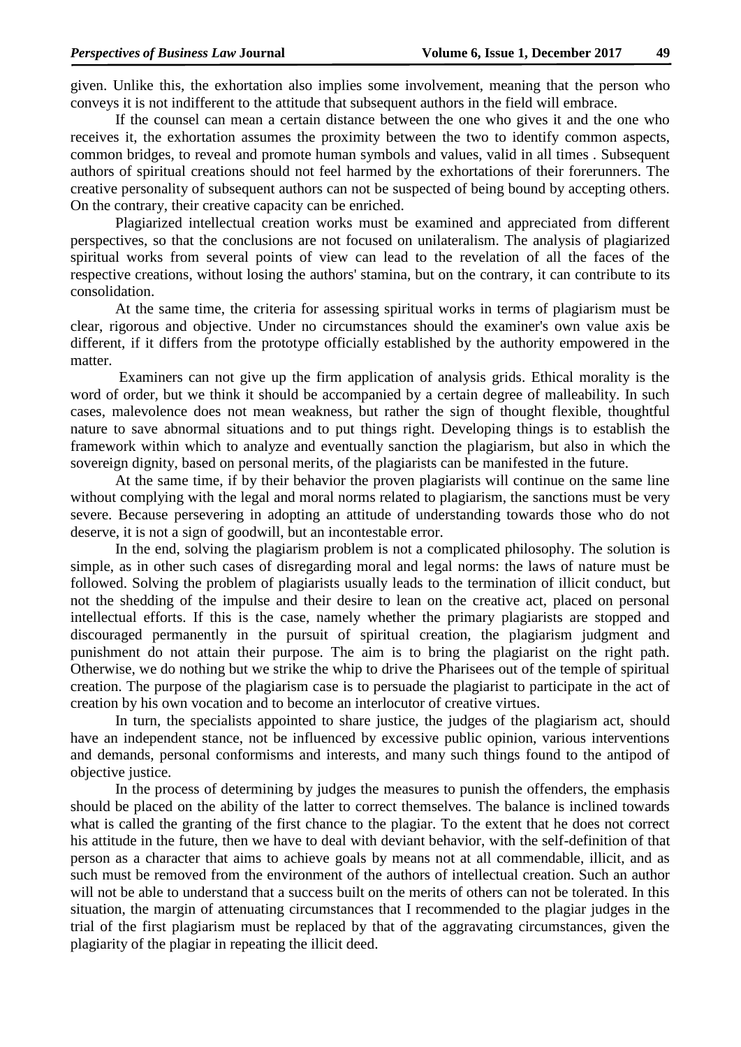given. Unlike this, the exhortation also implies some involvement, meaning that the person who conveys it is not indifferent to the attitude that subsequent authors in the field will embrace.

If the counsel can mean a certain distance between the one who gives it and the one who receives it, the exhortation assumes the proximity between the two to identify common aspects, common bridges, to reveal and promote human symbols and values, valid in all times . Subsequent authors of spiritual creations should not feel harmed by the exhortations of their forerunners. The creative personality of subsequent authors can not be suspected of being bound by accepting others. On the contrary, their creative capacity can be enriched.

Plagiarized intellectual creation works must be examined and appreciated from different perspectives, so that the conclusions are not focused on unilateralism. The analysis of plagiarized spiritual works from several points of view can lead to the revelation of all the faces of the respective creations, without losing the authors' stamina, but on the contrary, it can contribute to its consolidation.

At the same time, the criteria for assessing spiritual works in terms of plagiarism must be clear, rigorous and objective. Under no circumstances should the examiner's own value axis be different, if it differs from the prototype officially established by the authority empowered in the matter.

Examiners can not give up the firm application of analysis grids. Ethical morality is the word of order, but we think it should be accompanied by a certain degree of malleability. In such cases, malevolence does not mean weakness, but rather the sign of thought flexible, thoughtful nature to save abnormal situations and to put things right. Developing things is to establish the framework within which to analyze and eventually sanction the plagiarism, but also in which the sovereign dignity, based on personal merits, of the plagiarists can be manifested in the future.

At the same time, if by their behavior the proven plagiarists will continue on the same line without complying with the legal and moral norms related to plagiarism, the sanctions must be very severe. Because persevering in adopting an attitude of understanding towards those who do not deserve, it is not a sign of goodwill, but an incontestable error.

In the end, solving the plagiarism problem is not a complicated philosophy. The solution is simple, as in other such cases of disregarding moral and legal norms: the laws of nature must be followed. Solving the problem of plagiarists usually leads to the termination of illicit conduct, but not the shedding of the impulse and their desire to lean on the creative act, placed on personal intellectual efforts. If this is the case, namely whether the primary plagiarists are stopped and discouraged permanently in the pursuit of spiritual creation, the plagiarism judgment and punishment do not attain their purpose. The aim is to bring the plagiarist on the right path. Otherwise, we do nothing but we strike the whip to drive the Pharisees out of the temple of spiritual creation. The purpose of the plagiarism case is to persuade the plagiarist to participate in the act of creation by his own vocation and to become an interlocutor of creative virtues.

In turn, the specialists appointed to share justice, the judges of the plagiarism act, should have an independent stance, not be influenced by excessive public opinion, various interventions and demands, personal conformisms and interests, and many such things found to the antipod of objective justice.

In the process of determining by judges the measures to punish the offenders, the emphasis should be placed on the ability of the latter to correct themselves. The balance is inclined towards what is called the granting of the first chance to the plagiar. To the extent that he does not correct his attitude in the future, then we have to deal with deviant behavior, with the self-definition of that person as a character that aims to achieve goals by means not at all commendable, illicit, and as such must be removed from the environment of the authors of intellectual creation. Such an author will not be able to understand that a success built on the merits of others can not be tolerated. In this situation, the margin of attenuating circumstances that I recommended to the plagiar judges in the trial of the first plagiarism must be replaced by that of the aggravating circumstances, given the plagiarity of the plagiar in repeating the illicit deed.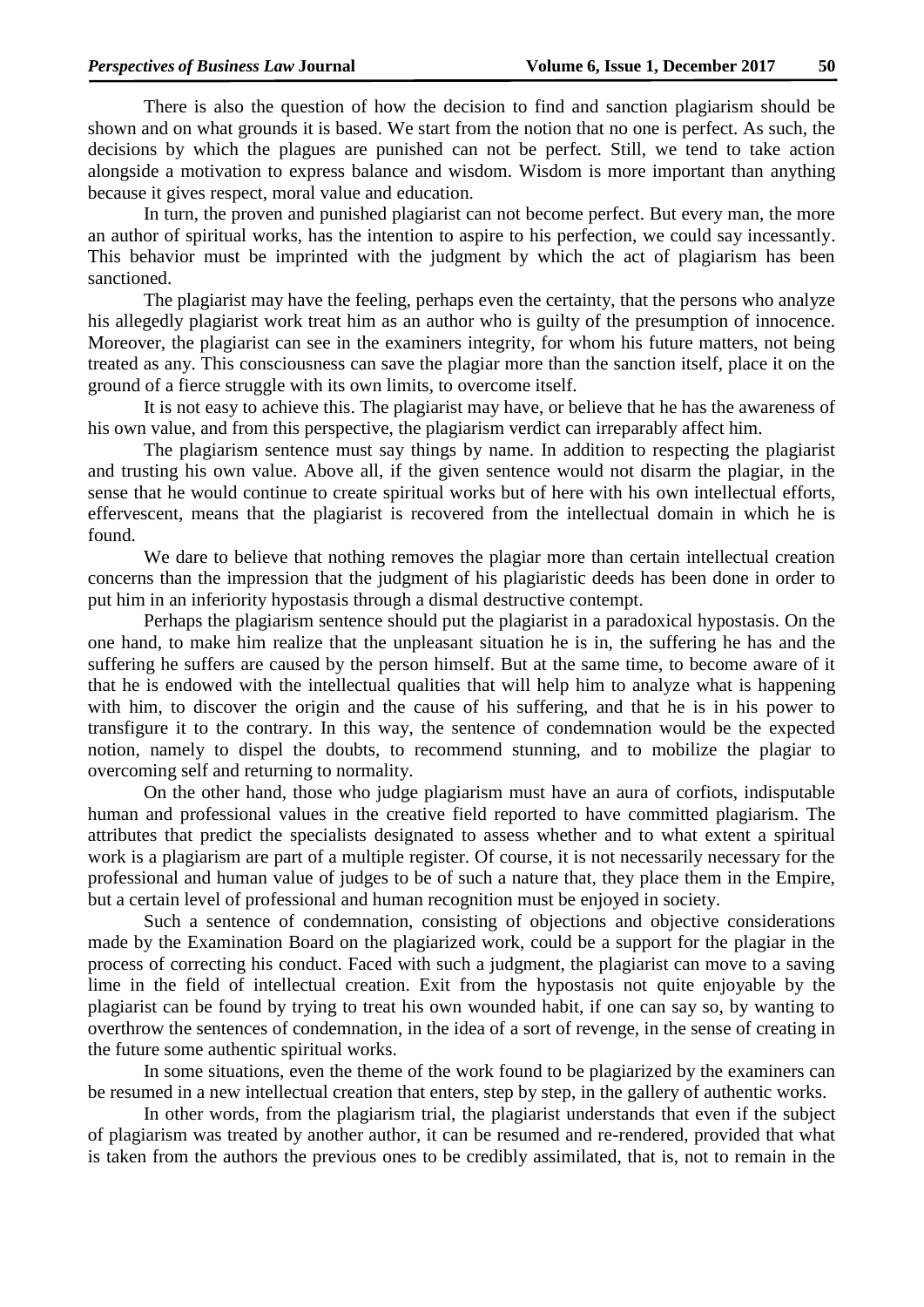There is also the question of how the decision to find and sanction plagiarism should be shown and on what grounds it is based. We start from the notion that no one is perfect. As such, the decisions by which the plagues are punished can not be perfect. Still, we tend to take action alongside a motivation to express balance and wisdom. Wisdom is more important than anything because it gives respect, moral value and education.

In turn, the proven and punished plagiarist can not become perfect. But every man, the more an author of spiritual works, has the intention to aspire to his perfection, we could say incessantly. This behavior must be imprinted with the judgment by which the act of plagiarism has been sanctioned.

The plagiarist may have the feeling, perhaps even the certainty, that the persons who analyze his allegedly plagiarist work treat him as an author who is guilty of the presumption of innocence. Moreover, the plagiarist can see in the examiners integrity, for whom his future matters, not being treated as any. This consciousness can save the plagiar more than the sanction itself, place it on the ground of a fierce struggle with its own limits, to overcome itself.

It is not easy to achieve this. The plagiarist may have, or believe that he has the awareness of his own value, and from this perspective, the plagiarism verdict can irreparably affect him.

The plagiarism sentence must say things by name. In addition to respecting the plagiarist and trusting his own value. Above all, if the given sentence would not disarm the plagiar, in the sense that he would continue to create spiritual works but of here with his own intellectual efforts, effervescent, means that the plagiarist is recovered from the intellectual domain in which he is found.

We dare to believe that nothing removes the plagiar more than certain intellectual creation concerns than the impression that the judgment of his plagiaristic deeds has been done in order to put him in an inferiority hypostasis through a dismal destructive contempt.

Perhaps the plagiarism sentence should put the plagiarist in a paradoxical hypostasis. On the one hand, to make him realize that the unpleasant situation he is in, the suffering he has and the suffering he suffers are caused by the person himself. But at the same time, to become aware of it that he is endowed with the intellectual qualities that will help him to analyze what is happening with him, to discover the origin and the cause of his suffering, and that he is in his power to transfigure it to the contrary. In this way, the sentence of condemnation would be the expected notion, namely to dispel the doubts, to recommend stunning, and to mobilize the plagiar to overcoming self and returning to normality.

On the other hand, those who judge plagiarism must have an aura of corfiots, indisputable human and professional values in the creative field reported to have committed plagiarism. The attributes that predict the specialists designated to assess whether and to what extent a spiritual work is a plagiarism are part of a multiple register. Of course, it is not necessarily necessary for the professional and human value of judges to be of such a nature that, they place them in the Empire, but a certain level of professional and human recognition must be enjoyed in society.

Such a sentence of condemnation, consisting of objections and objective considerations made by the Examination Board on the plagiarized work, could be a support for the plagiar in the process of correcting his conduct. Faced with such a judgment, the plagiarist can move to a saving lime in the field of intellectual creation. Exit from the hypostasis not quite enjoyable by the plagiarist can be found by trying to treat his own wounded habit, if one can say so, by wanting to overthrow the sentences of condemnation, in the idea of a sort of revenge, in the sense of creating in the future some authentic spiritual works.

In some situations, even the theme of the work found to be plagiarized by the examiners can be resumed in a new intellectual creation that enters, step by step, in the gallery of authentic works.

In other words, from the plagiarism trial, the plagiarist understands that even if the subject of plagiarism was treated by another author, it can be resumed and re-rendered, provided that what is taken from the authors the previous ones to be credibly assimilated, that is, not to remain in the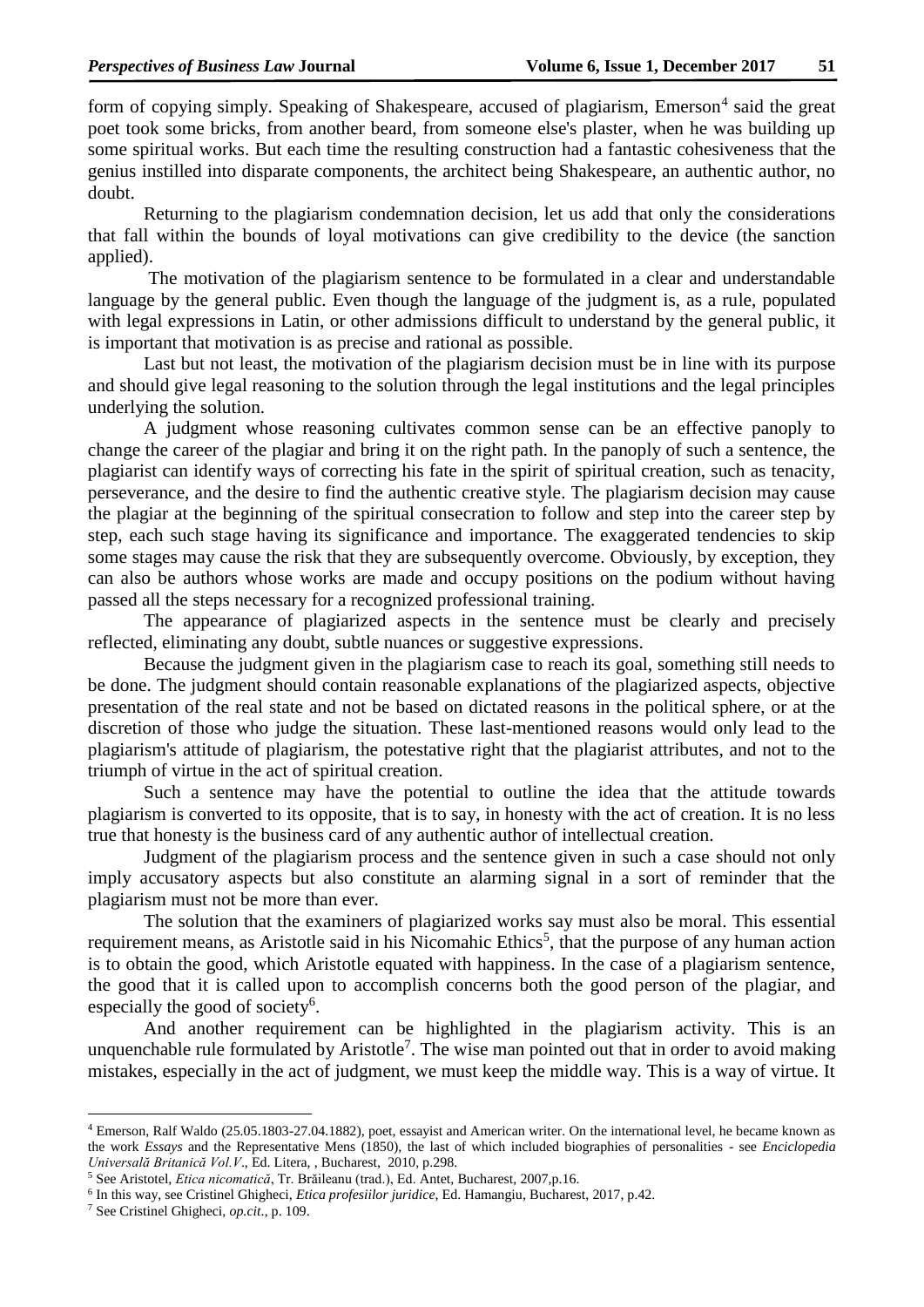form of copying simply. Speaking of Shakespeare, accused of plagiarism, Emerson[4] said the great poet took some bricks, from another beard, from someone else's plaster, when he was building up some spiritual works. But each time the resulting construction had a fantastic cohesiveness that the genius instilled into disparate components, the architect being Shakespeare, an authentic author, no doubt.

Returning to the plagiarism condemnation decision, let us add that only the considerations that fall within the bounds of loyal motivations can give credibility to the device (the sanction applied).

The motivation of the plagiarism sentence to be formulated in a clear and understandable language by the general public. Even though the language of the judgment is, as a rule, populated with legal expressions in Latin, or other admissions difficult to understand by the general public, it is important that motivation is as precise and rational as possible.

Last but not least, the motivation of the plagiarism decision must be in line with its purpose and should give legal reasoning to the solution through the legal institutions and the legal principles underlying the solution.

A judgment whose reasoning cultivates common sense can be an effective panoply to change the career of the plagiar and bring it on the right path. In the panoply of such a sentence, the plagiarist can identify ways of correcting his fate in the spirit of spiritual creation, such as tenacity, perseverance, and the desire to find the authentic creative style. The plagiarism decision may cause the plagiar at the beginning of the spiritual consecration to follow and step into the career step by step, each such stage having its significance and importance. The exaggerated tendencies to skip some stages may cause the risk that they are subsequently overcome. Obviously, by exception, they can also be authors whose works are made and occupy positions on the podium without having passed all the steps necessary for a recognized professional training.

The appearance of plagiarized aspects in the sentence must be clearly and precisely reflected, eliminating any doubt, subtle nuances or suggestive expressions.

Because the judgment given in the plagiarism case to reach its goal, something still needs to be done. The judgment should contain reasonable explanations of the plagiarized aspects, objective presentation of the real state and not be based on dictated reasons in the political sphere, or at the discretion of those who judge the situation. These last-mentioned reasons would only lead to the plagiarism's attitude of plagiarism, the potestative right that the plagiarist attributes, and not to the triumph of virtue in the act of spiritual creation.

Such a sentence may have the potential to outline the idea that the attitude towards plagiarism is converted to its opposite, that is to say, in honesty with the act of creation. It is no less true that honesty is the business card of any authentic author of intellectual creation.

Judgment of the plagiarism process and the sentence given in such a case should not only imply accusatory aspects but also constitute an alarming signal in a sort of reminder that the plagiarism must not be more than ever.

The solution that the examiners of plagiarized works say must also be moral. This essential requirement means, as Aristotle said in his Nicomahic Ethics[5], that the purpose of any human action is to obtain the good, which Aristotle equated with happiness. In the case of a plagiarism sentence, the good that it is called upon to accomplish concerns both the good person of the plagiar, and especially the good of society[6].

And another requirement can be highlighted in the plagiarism activity. This is an unquenchable rule formulated by Aristotle[7]. The wise man pointed out that in order to avoid making mistakes, especially in the act of judgment, we must keep the middle way. This is a way of virtue. It

---

[4] Emerson, Ralf Waldo (25.05.1803-27.04.1882), poet, essayist and American writer. On the international level, he became known as the work *Essays* and the Representative Mens (1850), the last of which included biographies of personalities - see *Enciclopedia Universală Britanică Vol.V.*, Ed. Litera, , Bucharest, 2010, p.298.

[5] See Aristotel, *Etica nicomatică*, Tr. Brăileanu (trad.), Ed. Antet, Bucharest, 2007,p.16.

[6] In this way, see Cristinel Ghigheci, *Etica profesiilor juridice*, Ed. Hamangiu, Bucharest, 2017, p.42.

[7] See Cristinel Ghigheci, *op.cit.*, p. 109.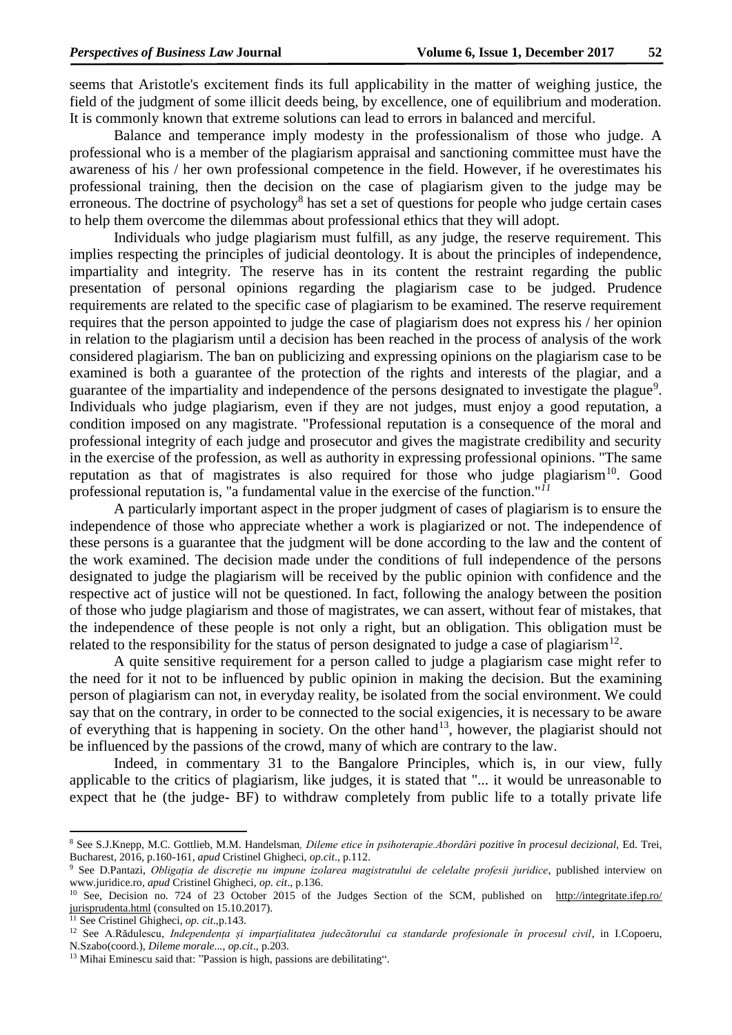seems that Aristotle's excitement finds its full applicability in the matter of weighing justice, the field of the judgment of some illicit deeds being, by excellence, one of equilibrium and moderation. It is commonly known that extreme solutions can lead to errors in balanced and merciful.

Balance and temperance imply modesty in the professionalism of those who judge. A professional who is a member of the plagiarism appraisal and sanctioning committee must have the awareness of his / her own professional competence in the field. However, if he overestimates his professional training, then the decision on the case of plagiarism given to the judge may be erroneous. The doctrine of psychology[8] has set a set of questions for people who judge certain cases to help them overcome the dilemmas about professional ethics that they will adopt.

Individuals who judge plagiarism must fulfill, as any judge, the reserve requirement. This implies respecting the principles of judicial deontology. It is about the principles of independence, impartiality and integrity. The reserve has in its content the restraint regarding the public presentation of personal opinions regarding the plagiarism case to be judged. Prudence requirements are related to the specific case of plagiarism to be examined. The reserve requirement requires that the person appointed to judge the case of plagiarism does not express his / her opinion in relation to the plagiarism until a decision has been reached in the process of analysis of the work considered plagiarism. The ban on publicizing and expressing opinions on the plagiarism case to be examined is both a guarantee of the protection of the rights and interests of the plagiar, and a guarantee of the impartiality and independence of the persons designated to investigate the plague[9]. Individuals who judge plagiarism, even if they are not judges, must enjoy a good reputation, a condition imposed on any magistrate. "Professional reputation is a consequence of the moral and professional integrity of each judge and prosecutor and gives the magistrate credibility and security in the exercise of the profession, as well as authority in expressing professional opinions. "The same reputation as that of magistrates is also required for those who judge plagiarism[10]. Good professional reputation is, "a fundamental value in the exercise of the function."[11]

A particularly important aspect in the proper judgment of cases of plagiarism is to ensure the independence of those who appreciate whether a work is plagiarized or not. The independence of these persons is a guarantee that the judgment will be done according to the law and the content of the work examined. The decision made under the conditions of full independence of the persons designated to judge the plagiarism will be received by the public opinion with confidence and the respective act of justice will not be questioned. In fact, following the analogy between the position of those who judge plagiarism and those of magistrates, we can assert, without fear of mistakes, that the independence of these people is not only a right, but an obligation. This obligation must be related to the responsibility for the status of person designated to judge a case of plagiarism[12].

A quite sensitive requirement for a person called to judge a plagiarism case might refer to the need for it not to be influenced by public opinion in making the decision. But the examining person of plagiarism can not, in everyday reality, be isolated from the social environment. We could say that on the contrary, in order to be connected to the social exigencies, it is necessary to be aware of everything that is happening in society. On the other hand[13], however, the plagiarist should not be influenced by the passions of the crowd, many of which are contrary to the law.

Indeed, in commentary 31 to the Bangalore Principles, which is, in our view, fully applicable to the critics of plagiarism, like judges, it is stated that "... it would be unreasonable to expect that he (the judge- BF) to withdraw completely from public life to a totally private life

---

[8] See S.J.Knepp, M.C. Gottlieb, M.M. Handelsman, *Dileme etice în psihoterapie.Abordări pozitive în procesul decizional*, Ed. Trei, Bucharest, 2016, p.160-161, *apud* Cristinel Ghigheci, *op.cit*., p.112.

[9] See D.Pantazi, *Obligația de discreție nu impune izolarea magistratului de celelalte profesii juridice*, published interview on www.juridice.ro, *apud* Cristinel Ghigheci, *op. cit*., p.136.

[10] See, Decision no. 724 of 23 October 2015 of the Judges Section of the SCM, published on http://integritate.ifep.ro/jurisprudenta.html (consulted on 15.10.2017).

[11] See Cristinel Ghigheci, *op. cit*.,p.143.

[12] See A.Rădulescu, *Independența și imparțialitatea judecătorului ca standarde profesionale în procesul civil*, in I.Copoeru, N.Szabo(coord.), *Dileme morale...*, *op.cit*., p.203.

[13] Mihai Eminescu said that: "Passion is high, passions are debilitating".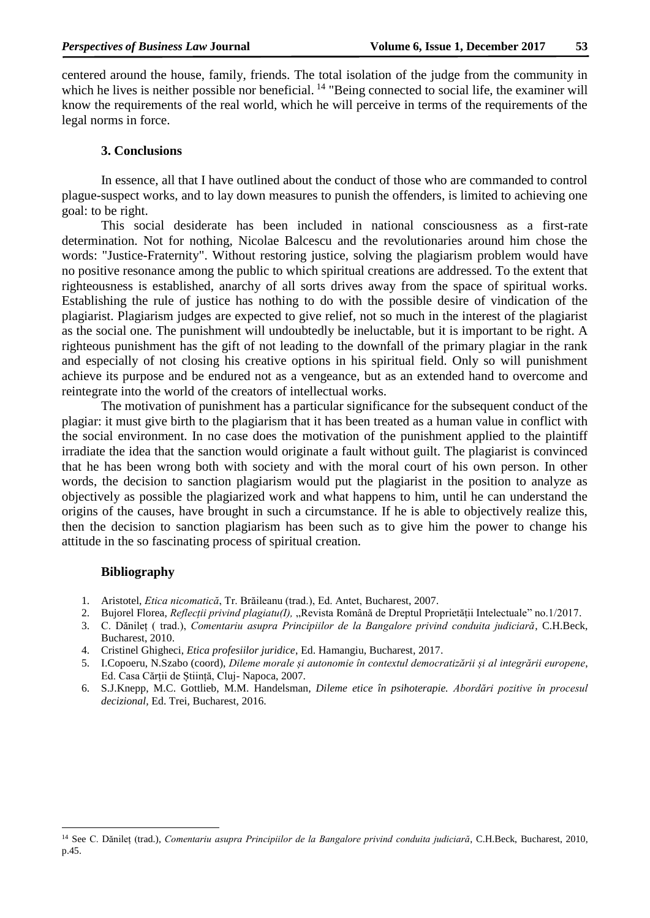centered around the house, family, friends. The total isolation of the judge from the community in which he lives is neither possible nor beneficial. [14] "Being connected to social life, the examiner will know the requirements of the real world, which he will perceive in terms of the requirements of the legal norms in force.

### 3. Conclusions

In essence, all that I have outlined about the conduct of those who are commanded to control plague-suspect works, and to lay down measures to punish the offenders, is limited to achieving one goal: to be right.

This social desiderate has been included in national consciousness as a first-rate determination. Not for nothing, Nicolae Balcescu and the revolutionaries around him chose the words: "Justice-Fraternity". Without restoring justice, solving the plagiarism problem would have no positive resonance among the public to which spiritual creations are addressed. To the extent that righteousness is established, anarchy of all sorts drives away from the space of spiritual works. Establishing the rule of justice has nothing to do with the possible desire of vindication of the plagiarist. Plagiarism judges are expected to give relief, not so much in the interest of the plagiarist as the social one. The punishment will undoubtedly be ineluctable, but it is important to be right. A righteous punishment has the gift of not leading to the downfall of the primary plagiar in the rank and especially of not closing his creative options in his spiritual field. Only so will punishment achieve its purpose and be endured not as a vengeance, but as an extended hand to overcome and reintegrate into the world of the creators of intellectual works.

The motivation of punishment has a particular significance for the subsequent conduct of the plagiar: it must give birth to the plagiarism that it has been treated as a human value in conflict with the social environment. In no case does the motivation of the punishment applied to the plaintiff irradiate the idea that the sanction would originate a fault without guilt. The plagiarist is convinced that he has been wrong both with society and with the moral court of his own person. In other words, the decision to sanction plagiarism would put the plagiarist in the position to analyze as objectively as possible the plagiarized work and what happens to him, until he can understand the origins of the causes, have brought in such a circumstance. If he is able to objectively realize this, then the decision to sanction plagiarism has been such as to give him the power to change his attitude in the so fascinating process of spiritual creation.

### Bibliography

1. Aristotel, *Etica nicomatică*, Tr. Brăileanu (trad.), Ed. Antet, Bucharest, 2007.
2. Bujorel Florea, *Reflecții privind plagiatu(I),* „Revista Română de Dreptul Proprietății Intelectuale" no.1/2017.
3. C. Dănileț ( trad.), *Comentariu asupra Principiilor de la Bangalore privind conduita judiciară*, C.H.Beck, Bucharest, 2010.
4. Cristinel Ghigheci, *Etica profesiilor juridice*, Ed. Hamangiu, Bucharest, 2017.
5. I.Copoeru, N.Szabo (coord), *Dileme morale și autonomie în contextul democratizării și al integrării europene*, Ed. Casa Cărții de Știință, Cluj- Napoca, 2007.
6. S.J.Knepp, M.C. Gottlieb, M.M. Handelsman, *Dileme etice în psihoterapie. Abordări pozitive în procesul decizional,* Ed. Trei, Bucharest, 2016.

---

[14] See C. Dănileț (trad.), *Comentariu asupra Principiilor de la Bangalore privind conduita judiciară*, C.H.Beck, Bucharest, 2010, p.45.